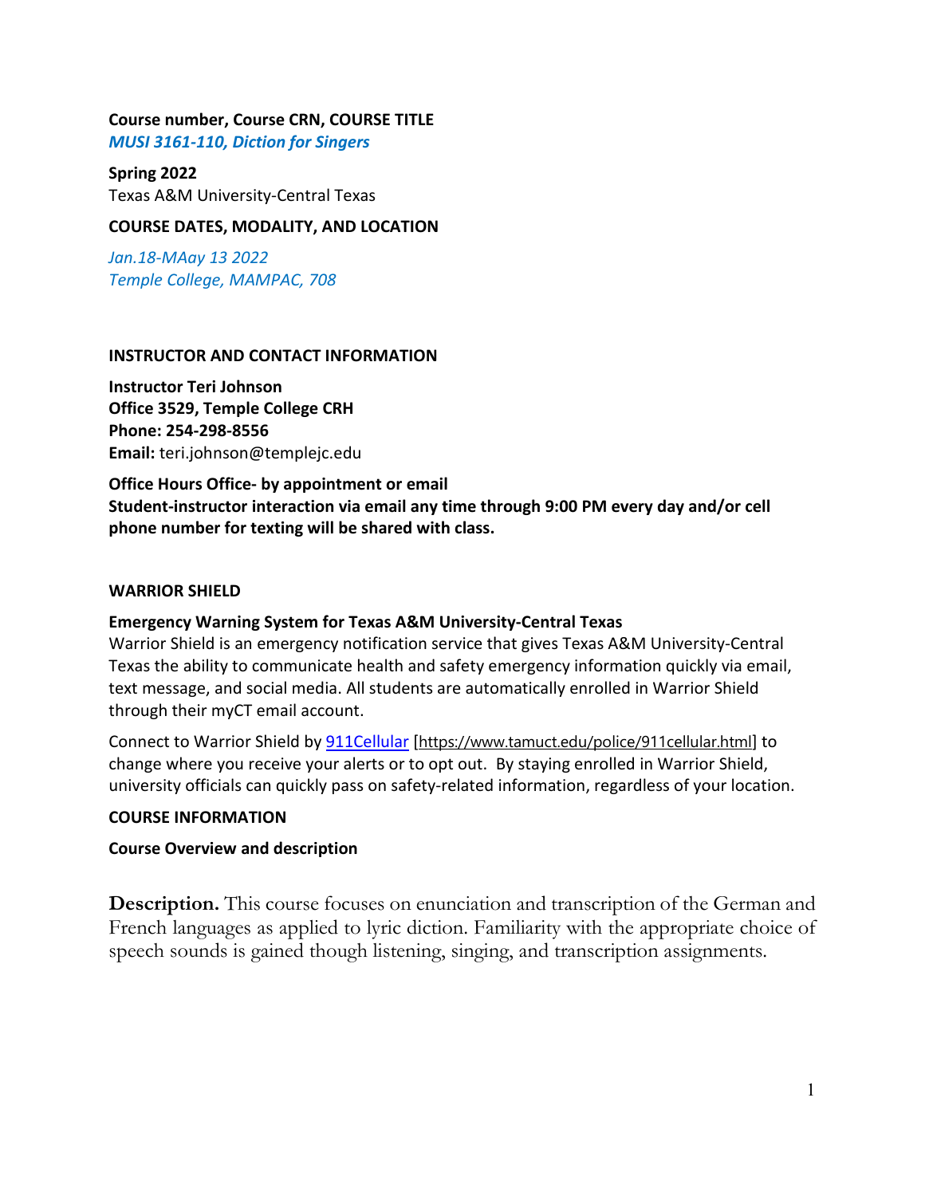**Course number, Course CRN, COURSE TITLE**
*MUSI 3161-110, Diction for Singers*

**Spring 2022**
Texas A&M University-Central Texas

**COURSE DATES, MODALITY, AND LOCATION**

*Jan.18-MAay 13 2022*
*Temple College, MAMPAC, 708*

**INSTRUCTOR AND CONTACT INFORMATION**

**Instructor Teri Johnson**
**Office 3529, Temple College CRH**
**Phone: 254-298-8556**
**Email:** teri.johnson@templejc.edu

**Office Hours Office- by appointment or email**
**Student-instructor interaction via email any time through 9:00 PM every day and/or cell phone number for texting will be shared with class.**

**WARRIOR SHIELD**

**Emergency Warning System for Texas A&M University-Central Texas**
Warrior Shield is an emergency notification service that gives Texas A&M University-Central Texas the ability to communicate health and safety emergency information quickly via email, text message, and social media. All students are automatically enrolled in Warrior Shield through their myCT email account.

Connect to Warrior Shield by 911Cellular [https://www.tamuct.edu/police/911cellular.html] to change where you receive your alerts or to opt out. By staying enrolled in Warrior Shield, university officials can quickly pass on safety-related information, regardless of your location.

**COURSE INFORMATION**

**Course Overview and description**

**Description.** This course focuses on enunciation and transcription of the German and French languages as applied to lyric diction. Familiarity with the appropriate choice of speech sounds is gained though listening, singing, and transcription assignments.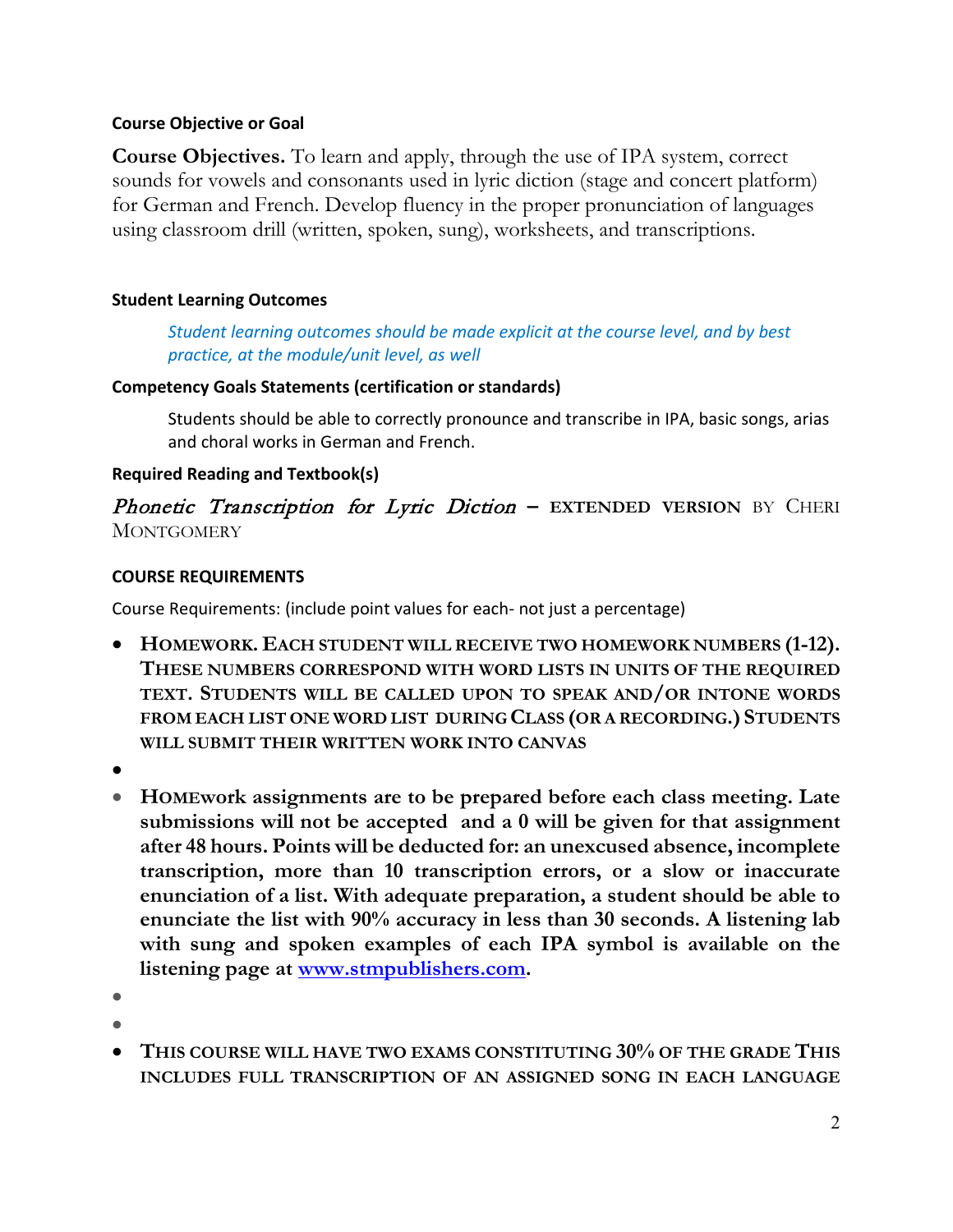### Course Objective or Goal

**Course Objectives.** To learn and apply, through the use of IPA system, correct sounds for vowels and consonants used in lyric diction (stage and concert platform) for German and French. Develop fluency in the proper pronunciation of languages using classroom drill (written, spoken, sung), worksheets, and transcriptions.

### Student Learning Outcomes

*Student learning outcomes should be made explicit at the course level, and by best practice, at the module/unit level, as well*

### Competency Goals Statements (certification or standards)

Students should be able to correctly pronounce and transcribe in IPA, basic songs, arias and choral works in German and French.

### Required Reading and Textbook(s)

*Phonetic Transcription for Lyric Diction* – EXTENDED VERSION BY CHERI MONTGOMERY

### COURSE REQUIREMENTS

Course Requirements: (include point values for each- not just a percentage)

- **HOMEWORK. EACH STUDENT WILL RECEIVE TWO HOMEWORK NUMBERS (1-12). THESE NUMBERS CORRESPOND WITH WORD LISTS IN UNITS OF THE REQUIRED TEXT. STUDENTS WILL BE CALLED UPON TO SPEAK AND/OR INTONE WORDS FROM EACH LIST ONE WORD LIST DURING CLASS (OR A RECORDING.) STUDENTS WILL SUBMIT THEIR WRITTEN WORK INTO CANVAS**
- 
- **HOMEwork assignments are to be prepared before each class meeting. Late submissions will not be accepted and a 0 will be given for that assignment after 48 hours. Points will be deducted for: an unexcused absence, incomplete transcription, more than 10 transcription errors, or a slow or inaccurate enunciation of a list. With adequate preparation, a student should be able to enunciate the list with 90% accuracy in less than 30 seconds. A listening lab with sung and spoken examples of each IPA symbol is available on the listening page at [www.stmpublishers.com](http://www.stmpublishers.com).**
- 
- 
- **THIS COURSE WILL HAVE TWO EXAMS CONSTITUTING 30% OF THE GRADE THIS INCLUDES FULL TRANSCRIPTION OF AN ASSIGNED SONG IN EACH LANGUAGE**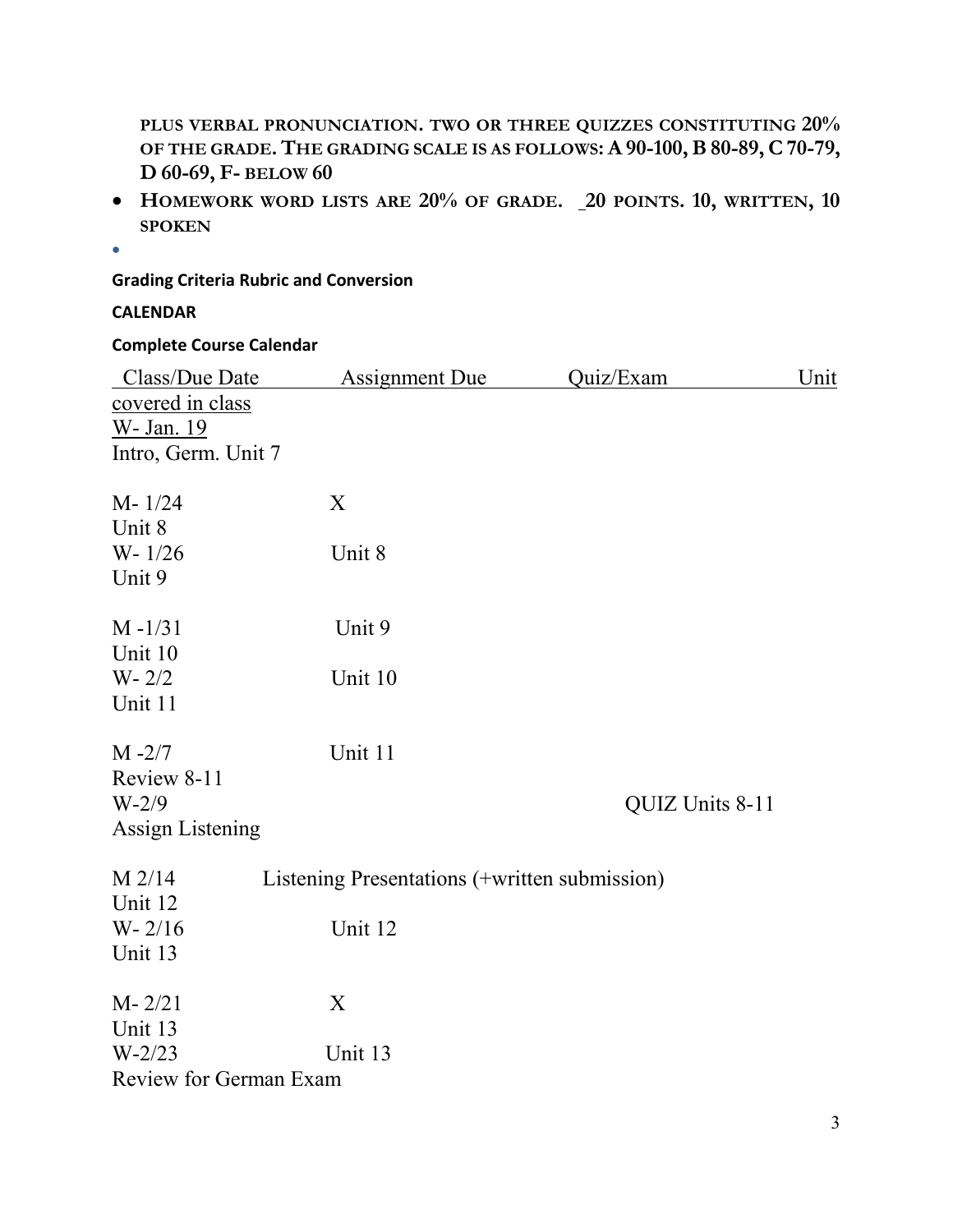**PLUS VERBAL PRONUNCIATION. TWO OR THREE QUIZZES CONSTITUTING 20% OF THE GRADE. THE GRADING SCALE IS AS FOLLOWS: A 90-100, B 80-89, C 70-79, D 60-69, F- BELOW 60**

- **HOMEWORK WORD LISTS ARE 20% OF GRADE. 20 POINTS. 10, WRITTEN, 10 SPOKEN**
-

**Grading Criteria Rubric and Conversion**

**CALENDAR**

**Complete Course Calendar**

| Class/Due Date | Assignment Due | Quiz/Exam | Unit covered in class |
|---|---|---|---|
| W- Jan. 19 | | | Intro, Germ. Unit 7 |
| M- 1/24 | X | | Unit 8 |
| W- 1/26 | Unit 8 | | Unit 9 |
| M -1/31 | Unit 9 | | Unit 10 |
| W- 2/2 | Unit 10 | | Unit 11 |
| M -2/7 | Unit 11 | | Review 8-11 |
| W-2/9 | | QUIZ Units 8-11 | Assign Listening |
| M 2/14 | Listening Presentations (+written submission) | | Unit 12 |
| W- 2/16 | Unit 12 | | Unit 13 |
| M- 2/21 | X | | Unit 13 |
| W-2/23 | Unit 13 | | Review for German Exam |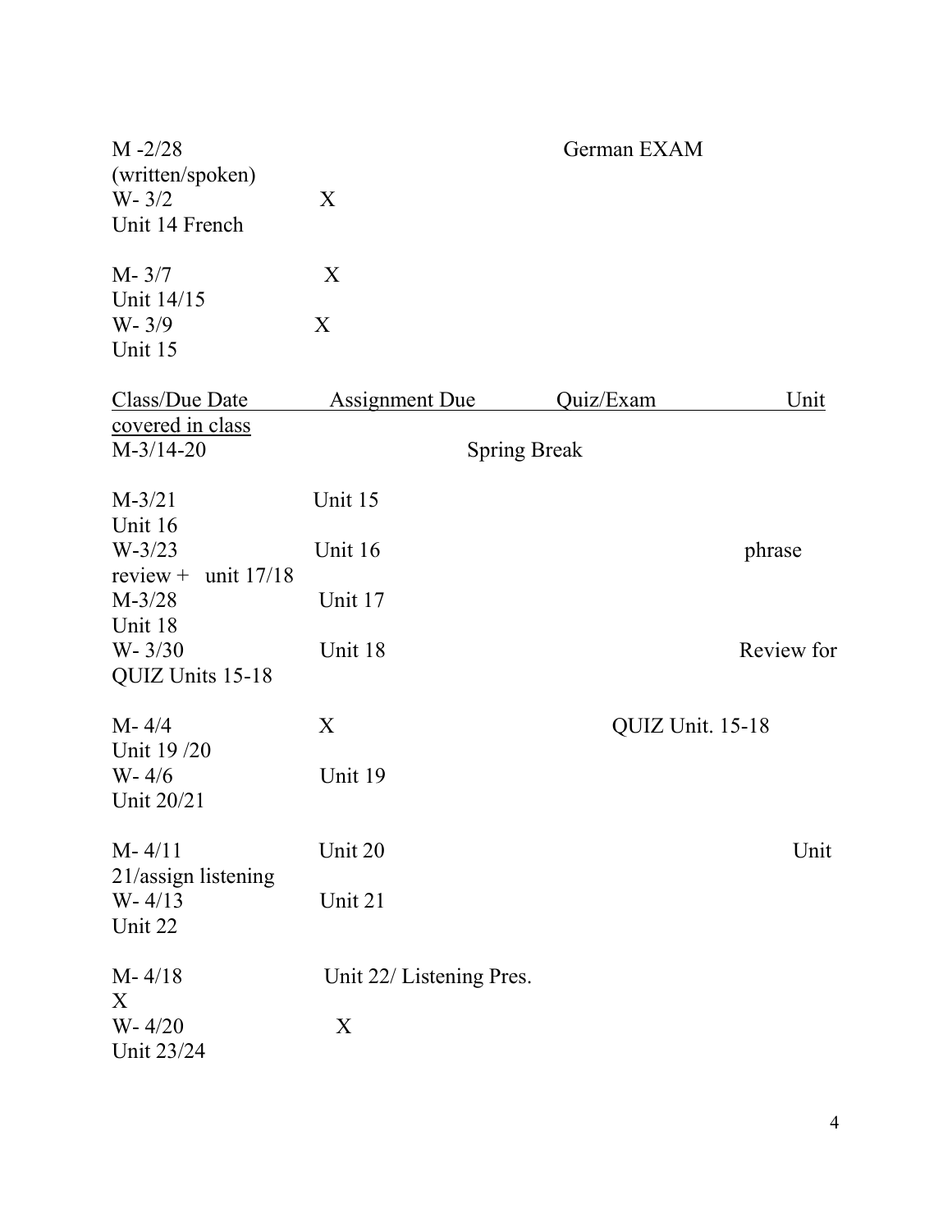M -2/28 German EXAM
(written/spoken)
W- 3/2 X
Unit 14 French

M- 3/7 X
Unit 14/15
W- 3/9 X
Unit 15

Class/Due Date Assignment Due Quiz/Exam Unit
covered in class
M-3/14-20 Spring Break

M-3/21 Unit 15
Unit 16
W-3/23 Unit 16 phrase
review + unit 17/18
M-3/28 Unit 17
Unit 18
W- 3/30 Unit 18 Review for
QUIZ Units 15-18

M- 4/4 X QUIZ Unit. 15-18
Unit 19 /20
W- 4/6 Unit 19
Unit 20/21

M- 4/11 Unit 20 Unit
21/assign listening
W- 4/13 Unit 21
Unit 22

M- 4/18 Unit 22/ Listening Pres.
X
W- 4/20 X
Unit 23/24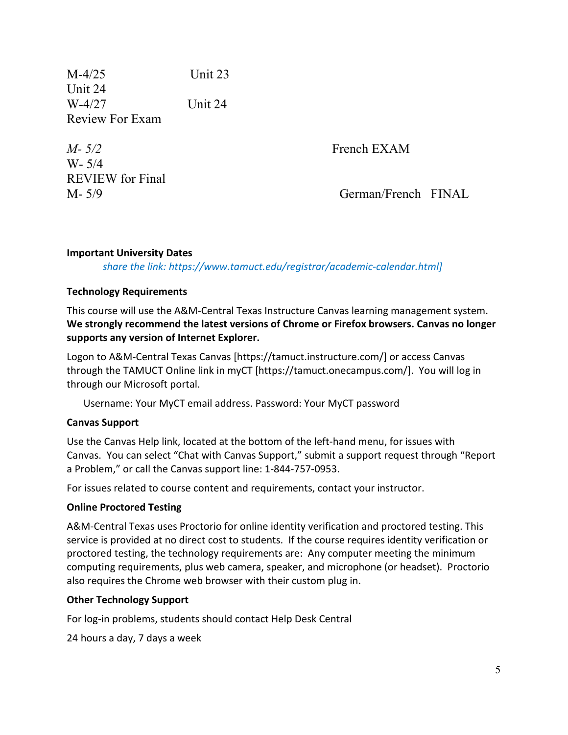M-4/25 Unit 23
Unit 24
W-4/27 Unit 24
Review For Exam

*M- 5/2* French EXAM
W- 5/4
REVIEW for Final
M- 5/9 German/French FINAL

**Important University Dates**

*share the link: https://www.tamuct.edu/registrar/academic-calendar.html]*

**Technology Requirements**

This course will use the A&M-Central Texas Instructure Canvas learning management system. **We strongly recommend the latest versions of Chrome or Firefox browsers. Canvas no longer supports any version of Internet Explorer.**

Logon to A&M-Central Texas Canvas [https://tamuct.instructure.com/] or access Canvas through the TAMUCT Online link in myCT [https://tamuct.onecampus.com/]. You will log in through our Microsoft portal.

Username: Your MyCT email address. Password: Your MyCT password

**Canvas Support**

Use the Canvas Help link, located at the bottom of the left-hand menu, for issues with Canvas. You can select "Chat with Canvas Support," submit a support request through "Report a Problem," or call the Canvas support line: 1-844-757-0953.

For issues related to course content and requirements, contact your instructor.

**Online Proctored Testing**

A&M-Central Texas uses Proctorio for online identity verification and proctored testing. This service is provided at no direct cost to students. If the course requires identity verification or proctored testing, the technology requirements are: Any computer meeting the minimum computing requirements, plus web camera, speaker, and microphone (or headset). Proctorio also requires the Chrome web browser with their custom plug in.

**Other Technology Support**

For log-in problems, students should contact Help Desk Central

24 hours a day, 7 days a week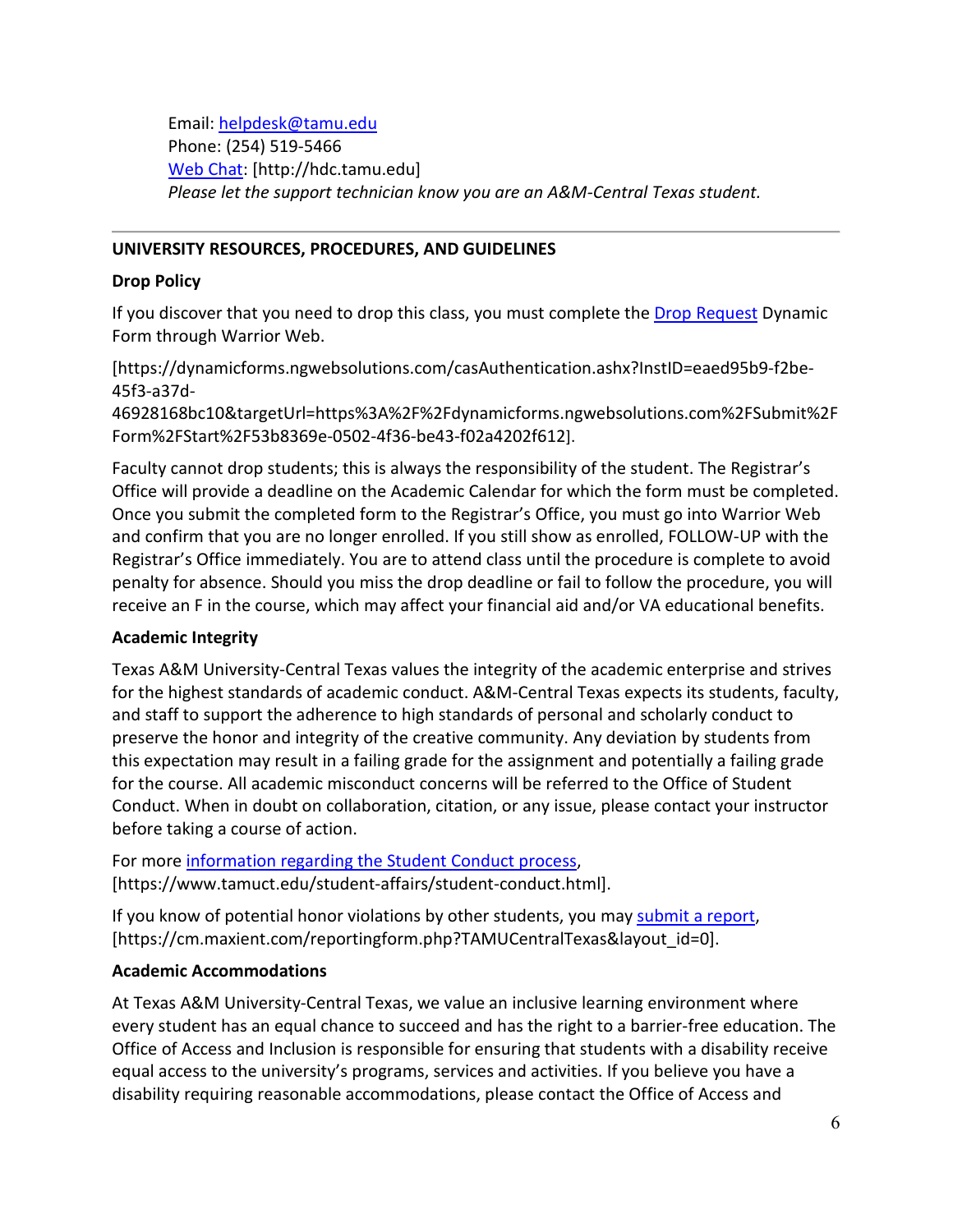Email: [helpdesk@tamu.edu](mailto:helpdesk@tamu.edu)
Phone: (254) 519-5466
[Web Chat](http://hdc.tamu.edu): [http://hdc.tamu.edu]
*Please let the support technician know you are an A&M-Central Texas student.*

---

**UNIVERSITY RESOURCES, PROCEDURES, AND GUIDELINES**

**Drop Policy**

If you discover that you need to drop this class, you must complete the [Drop Request](https://dynamicforms.ngwebsolutions.com/casAuthentication.ashx?InstID=eaed95b9-f2be-45f3-a37d-46928168bc10&targetUrl=https%3A%2F%2Fdynamicforms.ngwebsolutions.com%2FSubmit%2FForm%2FStart%2F53b8369e-0502-4f36-be43-f02a4202f612) Dynamic Form through Warrior Web.

[https://dynamicforms.ngwebsolutions.com/casAuthentication.ashx?InstID=eaed95b9-f2be-45f3-a37d-46928168bc10&targetUrl=https%3A%2F%2Fdynamicforms.ngwebsolutions.com%2FSubmit%2FForm%2FStart%2F53b8369e-0502-4f36-be43-f02a4202f612].

Faculty cannot drop students; this is always the responsibility of the student. The Registrar's Office will provide a deadline on the Academic Calendar for which the form must be completed. Once you submit the completed form to the Registrar's Office, you must go into Warrior Web and confirm that you are no longer enrolled. If you still show as enrolled, FOLLOW-UP with the Registrar's Office immediately. You are to attend class until the procedure is complete to avoid penalty for absence. Should you miss the drop deadline or fail to follow the procedure, you will receive an F in the course, which may affect your financial aid and/or VA educational benefits.

**Academic Integrity**

Texas A&M University-Central Texas values the integrity of the academic enterprise and strives for the highest standards of academic conduct. A&M-Central Texas expects its students, faculty, and staff to support the adherence to high standards of personal and scholarly conduct to preserve the honor and integrity of the creative community. Any deviation by students from this expectation may result in a failing grade for the assignment and potentially a failing grade for the course. All academic misconduct concerns will be referred to the Office of Student Conduct. When in doubt on collaboration, citation, or any issue, please contact your instructor before taking a course of action.

For more [information regarding the Student Conduct process](https://www.tamuct.edu/student-affairs/student-conduct.html), [https://www.tamuct.edu/student-affairs/student-conduct.html].

If you know of potential honor violations by other students, you may [submit a report](https://cm.maxient.com/reportingform.php?TAMUCentralTexas&layout_id=0), [https://cm.maxient.com/reportingform.php?TAMUCentralTexas&layout_id=0].

**Academic Accommodations**

At Texas A&M University-Central Texas, we value an inclusive learning environment where every student has an equal chance to succeed and has the right to a barrier-free education. The Office of Access and Inclusion is responsible for ensuring that students with a disability receive equal access to the university's programs, services and activities. If you believe you have a disability requiring reasonable accommodations, please contact the Office of Access and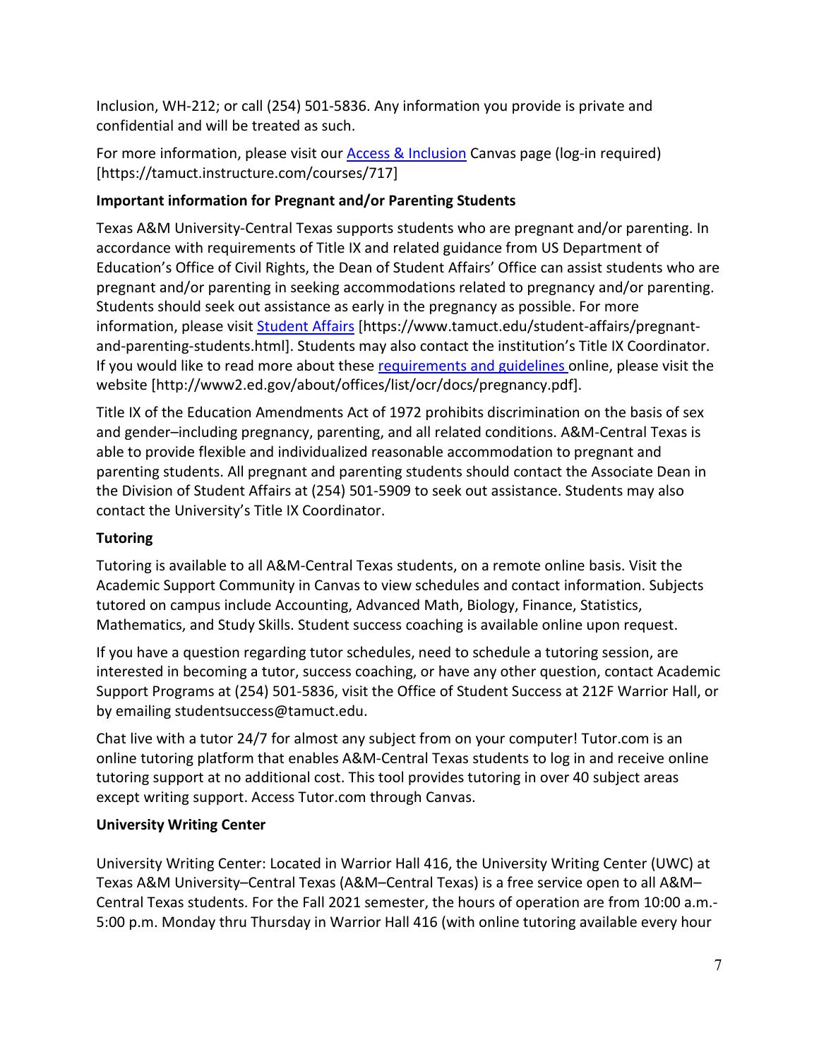Inclusion, WH-212; or call (254) 501-5836. Any information you provide is private and confidential and will be treated as such.

For more information, please visit our Access & Inclusion Canvas page (log-in required) [https://tamuct.instructure.com/courses/717]

**Important information for Pregnant and/or Parenting Students**

Texas A&M University-Central Texas supports students who are pregnant and/or parenting. In accordance with requirements of Title IX and related guidance from US Department of Education's Office of Civil Rights, the Dean of Student Affairs' Office can assist students who are pregnant and/or parenting in seeking accommodations related to pregnancy and/or parenting. Students should seek out assistance as early in the pregnancy as possible. For more information, please visit Student Affairs [https://www.tamuct.edu/student-affairs/pregnant-and-parenting-students.html]. Students may also contact the institution's Title IX Coordinator. If you would like to read more about these requirements and guidelines online, please visit the website [http://www2.ed.gov/about/offices/list/ocr/docs/pregnancy.pdf].

Title IX of the Education Amendments Act of 1972 prohibits discrimination on the basis of sex and gender–including pregnancy, parenting, and all related conditions. A&M-Central Texas is able to provide flexible and individualized reasonable accommodation to pregnant and parenting students. All pregnant and parenting students should contact the Associate Dean in the Division of Student Affairs at (254) 501-5909 to seek out assistance. Students may also contact the University's Title IX Coordinator.

**Tutoring**

Tutoring is available to all A&M-Central Texas students, on a remote online basis. Visit the Academic Support Community in Canvas to view schedules and contact information. Subjects tutored on campus include Accounting, Advanced Math, Biology, Finance, Statistics, Mathematics, and Study Skills. Student success coaching is available online upon request.

If you have a question regarding tutor schedules, need to schedule a tutoring session, are interested in becoming a tutor, success coaching, or have any other question, contact Academic Support Programs at (254) 501-5836, visit the Office of Student Success at 212F Warrior Hall, or by emailing studentsuccess@tamuct.edu.

Chat live with a tutor 24/7 for almost any subject from on your computer! Tutor.com is an online tutoring platform that enables A&M-Central Texas students to log in and receive online tutoring support at no additional cost. This tool provides tutoring in over 40 subject areas except writing support. Access Tutor.com through Canvas.

**University Writing Center**

University Writing Center: Located in Warrior Hall 416, the University Writing Center (UWC) at Texas A&M University–Central Texas (A&M–Central Texas) is a free service open to all A&M–Central Texas students. For the Fall 2021 semester, the hours of operation are from 10:00 a.m.-5:00 p.m. Monday thru Thursday in Warrior Hall 416 (with online tutoring available every hour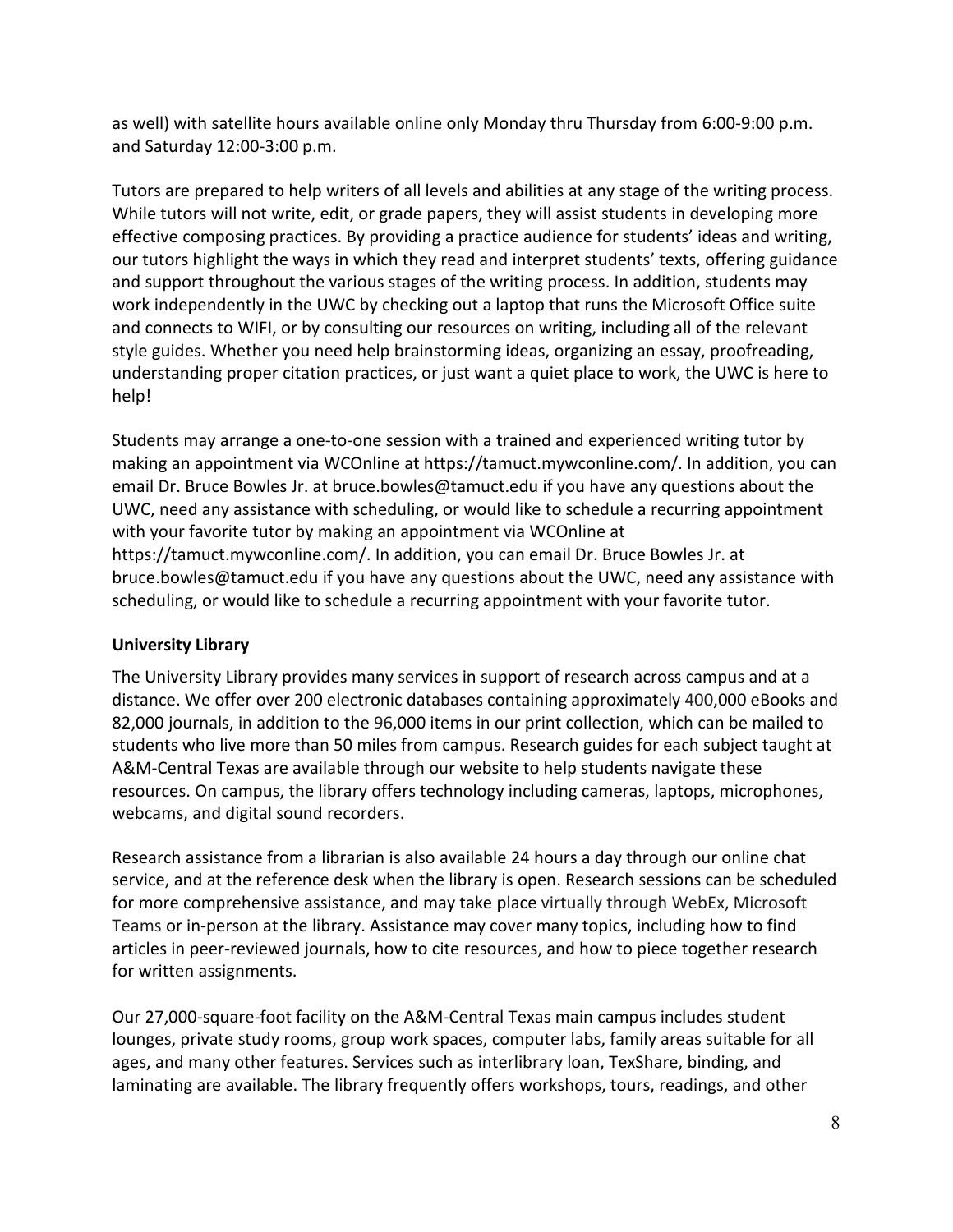as well) with satellite hours available online only Monday thru Thursday from 6:00-9:00 p.m. and Saturday 12:00-3:00 p.m.

Tutors are prepared to help writers of all levels and abilities at any stage of the writing process. While tutors will not write, edit, or grade papers, they will assist students in developing more effective composing practices. By providing a practice audience for students' ideas and writing, our tutors highlight the ways in which they read and interpret students' texts, offering guidance and support throughout the various stages of the writing process. In addition, students may work independently in the UWC by checking out a laptop that runs the Microsoft Office suite and connects to WIFI, or by consulting our resources on writing, including all of the relevant style guides. Whether you need help brainstorming ideas, organizing an essay, proofreading, understanding proper citation practices, or just want a quiet place to work, the UWC is here to help!

Students may arrange a one-to-one session with a trained and experienced writing tutor by making an appointment via WCOnline at https://tamuct.mywconline.com/. In addition, you can email Dr. Bruce Bowles Jr. at bruce.bowles@tamuct.edu if you have any questions about the UWC, need any assistance with scheduling, or would like to schedule a recurring appointment with your favorite tutor by making an appointment via WCOnline at https://tamuct.mywconline.com/. In addition, you can email Dr. Bruce Bowles Jr. at bruce.bowles@tamuct.edu if you have any questions about the UWC, need any assistance with scheduling, or would like to schedule a recurring appointment with your favorite tutor.

**University Library**

The University Library provides many services in support of research across campus and at a distance. We offer over 200 electronic databases containing approximately 400,000 eBooks and 82,000 journals, in addition to the 96,000 items in our print collection, which can be mailed to students who live more than 50 miles from campus. Research guides for each subject taught at A&M-Central Texas are available through our website to help students navigate these resources. On campus, the library offers technology including cameras, laptops, microphones, webcams, and digital sound recorders.

Research assistance from a librarian is also available 24 hours a day through our online chat service, and at the reference desk when the library is open. Research sessions can be scheduled for more comprehensive assistance, and may take place virtually through WebEx, Microsoft Teams or in-person at the library. Assistance may cover many topics, including how to find articles in peer-reviewed journals, how to cite resources, and how to piece together research for written assignments.

Our 27,000-square-foot facility on the A&M-Central Texas main campus includes student lounges, private study rooms, group work spaces, computer labs, family areas suitable for all ages, and many other features. Services such as interlibrary loan, TexShare, binding, and laminating are available. The library frequently offers workshops, tours, readings, and other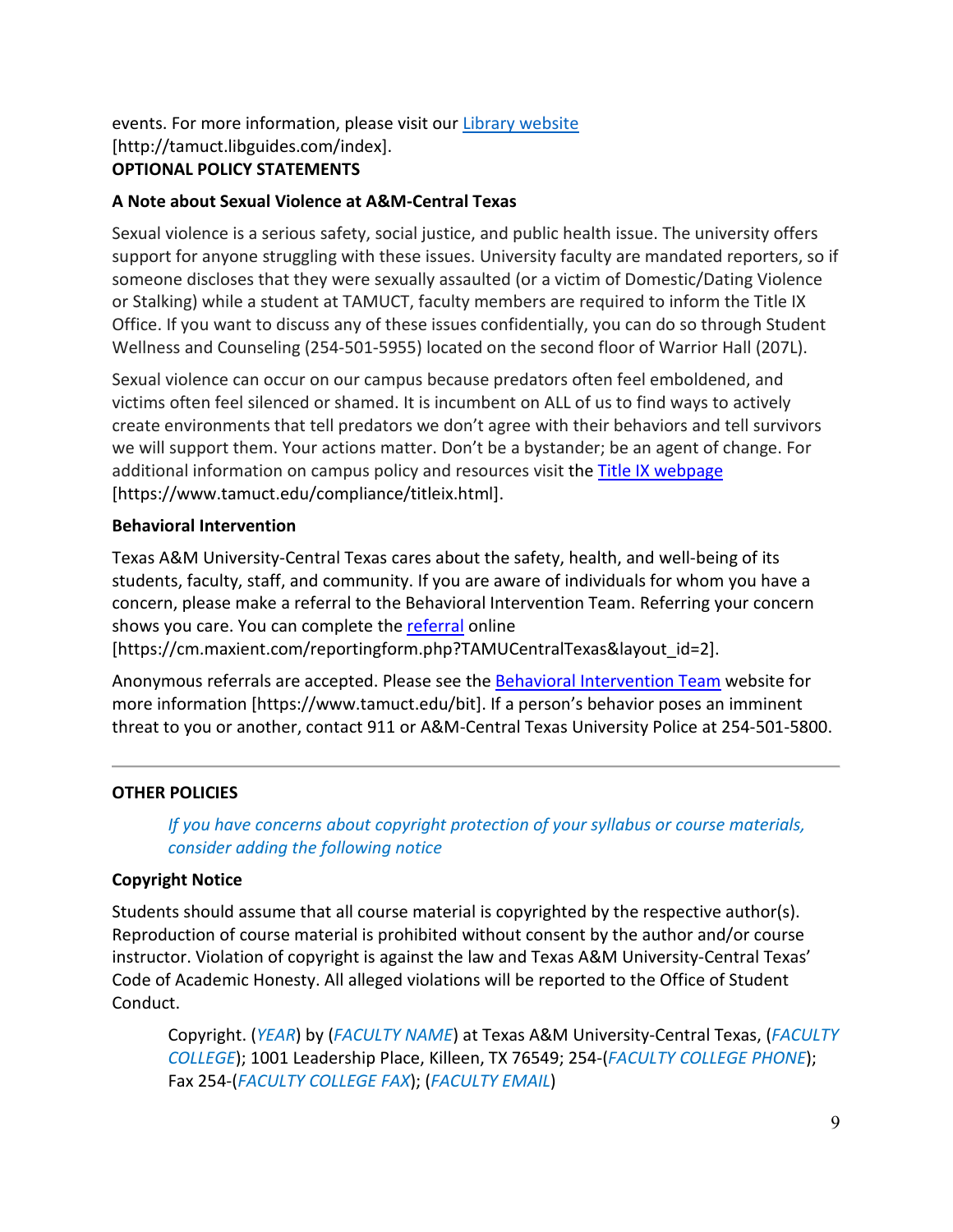events. For more information, please visit our [Library website](http://tamuct.libguides.com/index) [http://tamuct.libguides.com/index].

**OPTIONAL POLICY STATEMENTS**

**A Note about Sexual Violence at A&M-Central Texas**

Sexual violence is a serious safety, social justice, and public health issue. The university offers support for anyone struggling with these issues. University faculty are mandated reporters, so if someone discloses that they were sexually assaulted (or a victim of Domestic/Dating Violence or Stalking) while a student at TAMUCT, faculty members are required to inform the Title IX Office. If you want to discuss any of these issues confidentially, you can do so through Student Wellness and Counseling (254-501-5955) located on the second floor of Warrior Hall (207L).

Sexual violence can occur on our campus because predators often feel emboldened, and victims often feel silenced or shamed. It is incumbent on ALL of us to find ways to actively create environments that tell predators we don't agree with their behaviors and tell survivors we will support them. Your actions matter. Don't be a bystander; be an agent of change. For additional information on campus policy and resources visit the [Title IX webpage](https://www.tamuct.edu/compliance/titleix.html) [https://www.tamuct.edu/compliance/titleix.html].

**Behavioral Intervention**

Texas A&M University-Central Texas cares about the safety, health, and well-being of its students, faculty, staff, and community. If you are aware of individuals for whom you have a concern, please make a referral to the Behavioral Intervention Team. Referring your concern shows you care. You can complete the [referral](https://cm.maxient.com/reportingform.php?TAMUCentralTexas&layout_id=2) online [https://cm.maxient.com/reportingform.php?TAMUCentralTexas&layout_id=2].

Anonymous referrals are accepted. Please see the [Behavioral Intervention Team](https://www.tamuct.edu/bit) website for more information [https://www.tamuct.edu/bit]. If a person's behavior poses an imminent threat to you or another, contact 911 or A&M-Central Texas University Police at 254-501-5800.

---

**OTHER POLICIES**

> *If you have concerns about copyright protection of your syllabus or course materials, consider adding the following notice*

**Copyright Notice**

Students should assume that all course material is copyrighted by the respective author(s). Reproduction of course material is prohibited without consent by the author and/or course instructor. Violation of copyright is against the law and Texas A&M University-Central Texas' Code of Academic Honesty. All alleged violations will be reported to the Office of Student Conduct.

> Copyright. (*YEAR*) by (*FACULTY NAME*) at Texas A&M University-Central Texas, (*FACULTY COLLEGE*); 1001 Leadership Place, Killeen, TX 76549; 254-(*FACULTY COLLEGE PHONE*); Fax 254-(*FACULTY COLLEGE FAX*); (*FACULTY EMAIL*)